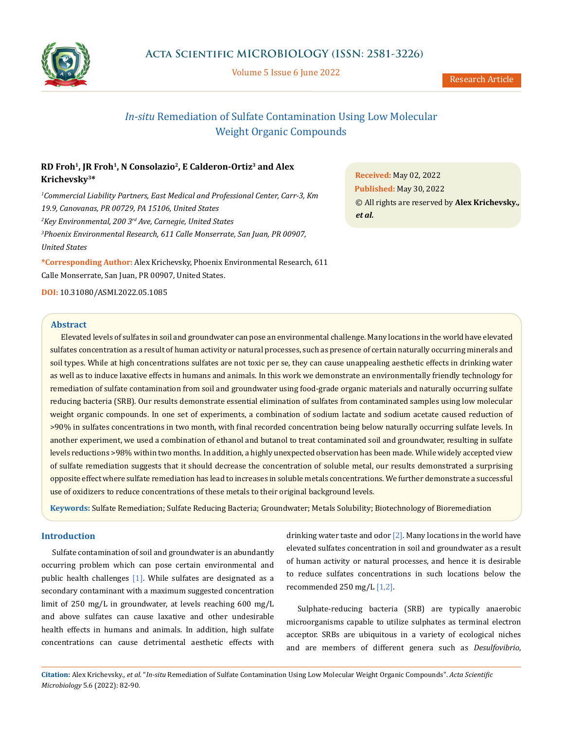# *In-situ* Remediation of Sulfate Contamination Using Low Molecular Weight Organic Compounds

**RD Froh[1], JR Froh[1], N Consolazio[2], E Calderon-Ortiz[3] and Alex Krichevsky[3]***

[1]*Commercial Liability Partners, East Medical and Professional Center, Carr-3, Km 19.9, Canovanas, PR 00729, PA 15106, United States*

[2]*Key Environmental, 200 3rd Ave, Carnegie, United States*

[3]*Phoenix Environmental Research, 611 Calle Monserrate, San Juan, PR 00907, United States*

**\*Corresponding Author:** Alex Krichevsky, Phoenix Environmental Research, 611 Calle Monserrate, San Juan, PR 00907, United States.

**DOI:** 10.31080/ASMI.2022.05.1085

**Received:** May 02, 2022
**Published:** May 30, 2022
© All rights are reserved by **Alex Krichevsky., *et al.***

## Abstract

Elevated levels of sulfates in soil and groundwater can pose an environmental challenge. Many locations in the world have elevated sulfates concentration as a result of human activity or natural processes, such as presence of certain naturally occurring minerals and soil types. While at high concentrations sulfates are not toxic per se, they can cause unappealing aesthetic effects in drinking water as well as to induce laxative effects in humans and animals. In this work we demonstrate an environmentally friendly technology for remediation of sulfate contamination from soil and groundwater using food-grade organic materials and naturally occurring sulfate reducing bacteria (SRB). Our results demonstrate essential elimination of sulfates from contaminated samples using low molecular weight organic compounds. In one set of experiments, a combination of sodium lactate and sodium acetate caused reduction of >90% in sulfates concentrations in two month, with final recorded concentration being below naturally occurring sulfate levels. In another experiment, we used a combination of ethanol and butanol to treat contaminated soil and groundwater, resulting in sulfate levels reductions >98% within two months. In addition, a highly unexpected observation has been made. While widely accepted view of sulfate remediation suggests that it should decrease the concentration of soluble metal, our results demonstrated a surprising opposite effect where sulfate remediation has lead to increases in soluble metals concentrations. We further demonstrate a successful use of oxidizers to reduce concentrations of these metals to their original background levels.

**Keywords:** Sulfate Remediation; Sulfate Reducing Bacteria; Groundwater; Metals Solubility; Biotechnology of Bioremediation

## Introduction

Sulfate contamination of soil and groundwater is an abundantly occurring problem which can pose certain environmental and public health challenges [1]. While sulfates are designated as a secondary contaminant with a maximum suggested concentration limit of 250 mg/L in groundwater, at levels reaching 600 mg/L and above sulfates can cause laxative and other undesirable health effects in humans and animals. In addition, high sulfate concentrations can cause detrimental aesthetic effects with drinking water taste and odor [2]. Many locations in the world have elevated sulfates concentration in soil and groundwater as a result of human activity or natural processes, and hence it is desirable to reduce sulfates concentrations in such locations below the recommended 250 mg/L [1,2].

Sulphate-reducing bacteria (SRB) are typically anaerobic microorganisms capable to utilize sulphates as terminal electron acceptor. SRBs are ubiquitous in a variety of ecological niches and are members of different genera such as *Desulfovibrio*,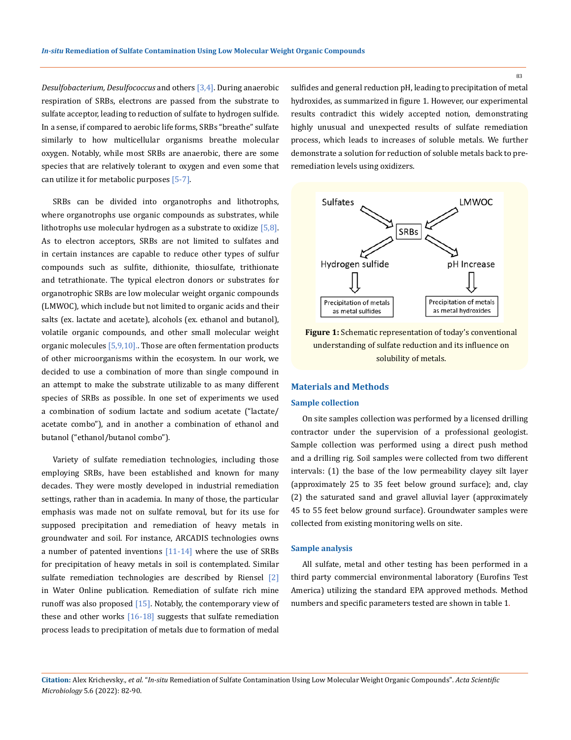*Desulfobacterium, Desulfococcus* and others [3,4]. During anaerobic respiration of SRBs, electrons are passed from the substrate to sulfate acceptor, leading to reduction of sulfate to hydrogen sulfide. In a sense, if compared to aerobic life forms, SRBs "breathe" sulfate similarly to how multicellular organisms breathe molecular oxygen. Notably, while most SRBs are anaerobic, there are some species that are relatively tolerant to oxygen and even some that can utilize it for metabolic purposes [5-7].

SRBs can be divided into organotrophs and lithotrophs, where organotrophs use organic compounds as substrates, while lithotrophs use molecular hydrogen as a substrate to oxidize [5,8]. As to electron acceptors, SRBs are not limited to sulfates and in certain instances are capable to reduce other types of sulfur compounds such as sulfite, dithionite, thiosulfate, trithionate and tetrathionate. The typical electron donors or substrates for organotrophic SRBs are low molecular weight organic compounds (LMWOC), which include but not limited to organic acids and their salts (ex. lactate and acetate), alcohols (ex. ethanol and butanol), volatile organic compounds, and other small molecular weight organic molecules [5,9,10].. Those are often fermentation products of other microorganisms within the ecosystem. In our work, we decided to use a combination of more than single compound in an attempt to make the substrate utilizable to as many different species of SRBs as possible. In one set of experiments we used a combination of sodium lactate and sodium acetate ("lactate/acetate combo"), and in another a combination of ethanol and butanol ("ethanol/butanol combo").

Variety of sulfate remediation technologies, including those employing SRBs, have been established and known for many decades. They were mostly developed in industrial remediation settings, rather than in academia. In many of those, the particular emphasis was made not on sulfate removal, but for its use for supposed precipitation and remediation of heavy metals in groundwater and soil. For instance, ARCADIS technologies owns a number of patented inventions [11-14] where the use of SRBs for precipitation of heavy metals in soil is contemplated. Similar sulfate remediation technologies are described by Riensel [2] in Water Online publication. Remediation of sulfate rich mine runoff was also proposed [15]. Notably, the contemporary view of these and other works [16-18] suggests that sulfate remediation process leads to precipitation of metals due to formation of medal sulfides and general reduction pH, leading to precipitation of metal hydroxides, as summarized in figure 1. However, our experimental results contradict this widely accepted notion, demonstrating highly unusual and unexpected results of sulfate remediation process, which leads to increases of soluble metals. We further demonstrate a solution for reduction of soluble metals back to pre-remediation levels using oxidizers.

**Figure 1:** Schematic representation of today's conventional understanding of sulfate reduction and its influence on solubility of metals.

## Materials and Methods

### Sample collection

On site samples collection was performed by a licensed drilling contractor under the supervision of a professional geologist. Sample collection was performed using a direct push method and a drilling rig. Soil samples were collected from two different intervals: (1) the base of the low permeability clayey silt layer (approximately 25 to 35 feet below ground surface); and, clay (2) the saturated sand and gravel alluvial layer (approximately 45 to 55 feet below ground surface). Groundwater samples were collected from existing monitoring wells on site.

### Sample analysis

All sulfate, metal and other testing has been performed in a third party commercial environmental laboratory (Eurofins Test America) utilizing the standard EPA approved methods. Method numbers and specific parameters tested are shown in table 1.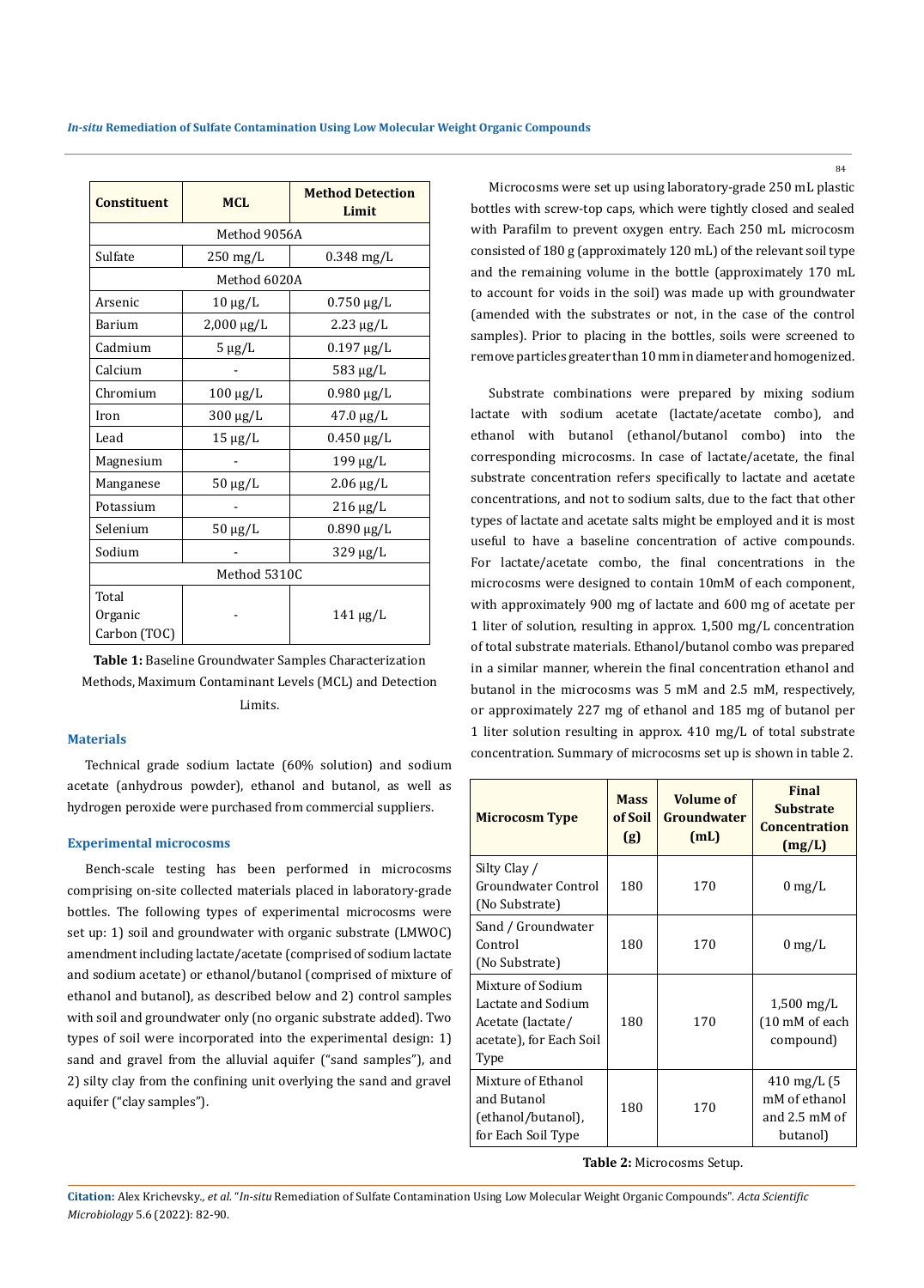| Constituent | MCL | Method Detection Limit |
| --- | --- | --- |
| Method 9056A | | |
| Sulfate | 250 mg/L | 0.348 mg/L |
| Method 6020A | | |
| Arsenic | 10 µg/L | 0.750 µg/L |
| Barium | 2,000 µg/L | 2.23 µg/L |
| Cadmium | 5 µg/L | 0.197 µg/L |
| Calcium | - | 583 µg/L |
| Chromium | 100 µg/L | 0.980 µg/L |
| Iron | 300 µg/L | 47.0 µg/L |
| Lead | 15 µg/L | 0.450 µg/L |
| Magnesium | - | 199 µg/L |
| Manganese | 50 µg/L | 2.06 µg/L |
| Potassium | - | 216 µg/L |
| Selenium | 50 µg/L | 0.890 µg/L |
| Sodium | - | 329 µg/L |
| Method 5310C | | |
| Total Organic Carbon (TOC) | - | 141 µg/L |

**Table 1:** Baseline Groundwater Samples Characterization Methods, Maximum Contaminant Levels (MCL) and Detection Limits.

### Materials

Technical grade sodium lactate (60% solution) and sodium acetate (anhydrous powder), ethanol and butanol, as well as hydrogen peroxide were purchased from commercial suppliers.

### Experimental microcosms

Bench-scale testing has been performed in microcosms comprising on-site collected materials placed in laboratory-grade bottles. The following types of experimental microcosms were set up: 1) soil and groundwater with organic substrate (LMWOC) amendment including lactate/acetate (comprised of sodium lactate and sodium acetate) or ethanol/butanol (comprised of mixture of ethanol and butanol), as described below and 2) control samples with soil and groundwater only (no organic substrate added). Two types of soil were incorporated into the experimental design: 1) sand and gravel from the alluvial aquifer ("sand samples"), and 2) silty clay from the confining unit overlying the sand and gravel aquifer ("clay samples").

Microcosms were set up using laboratory-grade 250 mL plastic bottles with screw-top caps, which were tightly closed and sealed with Parafilm to prevent oxygen entry. Each 250 mL microcosm consisted of 180 g (approximately 120 mL) of the relevant soil type and the remaining volume in the bottle (approximately 170 mL to account for voids in the soil) was made up with groundwater (amended with the substrates or not, in the case of the control samples). Prior to placing in the bottles, soils were screened to remove particles greater than 10 mm in diameter and homogenized.

Substrate combinations were prepared by mixing sodium lactate with sodium acetate (lactate/acetate combo), and ethanol with butanol (ethanol/butanol combo) into the corresponding microcosms. In case of lactate/acetate, the final substrate concentration refers specifically to lactate and acetate concentrations, and not to sodium salts, due to the fact that other types of lactate and acetate salts might be employed and it is most useful to have a baseline concentration of active compounds. For lactate/acetate combo, the final concentrations in the microcosms were designed to contain 10mM of each component, with approximately 900 mg of lactate and 600 mg of acetate per 1 liter of solution, resulting in approx. 1,500 mg/L concentration of total substrate materials. Ethanol/butanol combo was prepared in a similar manner, wherein the final concentration ethanol and butanol in the microcosms was 5 mM and 2.5 mM, respectively, or approximately 227 mg of ethanol and 185 mg of butanol per 1 liter solution resulting in approx. 410 mg/L of total substrate concentration. Summary of microcosms set up is shown in table 2.

| Microcosm Type | Mass of Soil (g) | Volume of Groundwater (mL) | Final Substrate Concentration (mg/L) |
| --- | --- | --- | --- |
| Silty Clay / Groundwater Control (No Substrate) | 180 | 170 | 0 mg/L |
| Sand / Groundwater Control (No Substrate) | 180 | 170 | 0 mg/L |
| Mixture of Sodium Lactate and Sodium Acetate (lactate/acetate), for Each Soil Type | 180 | 170 | 1,500 mg/L (10 mM of each compound) |
| Mixture of Ethanol and Butanol (ethanol/butanol), for Each Soil Type | 180 | 170 | 410 mg/L (5 mM of ethanol and 2.5 mM of butanol) |

**Table 2:** Microcosms Setup.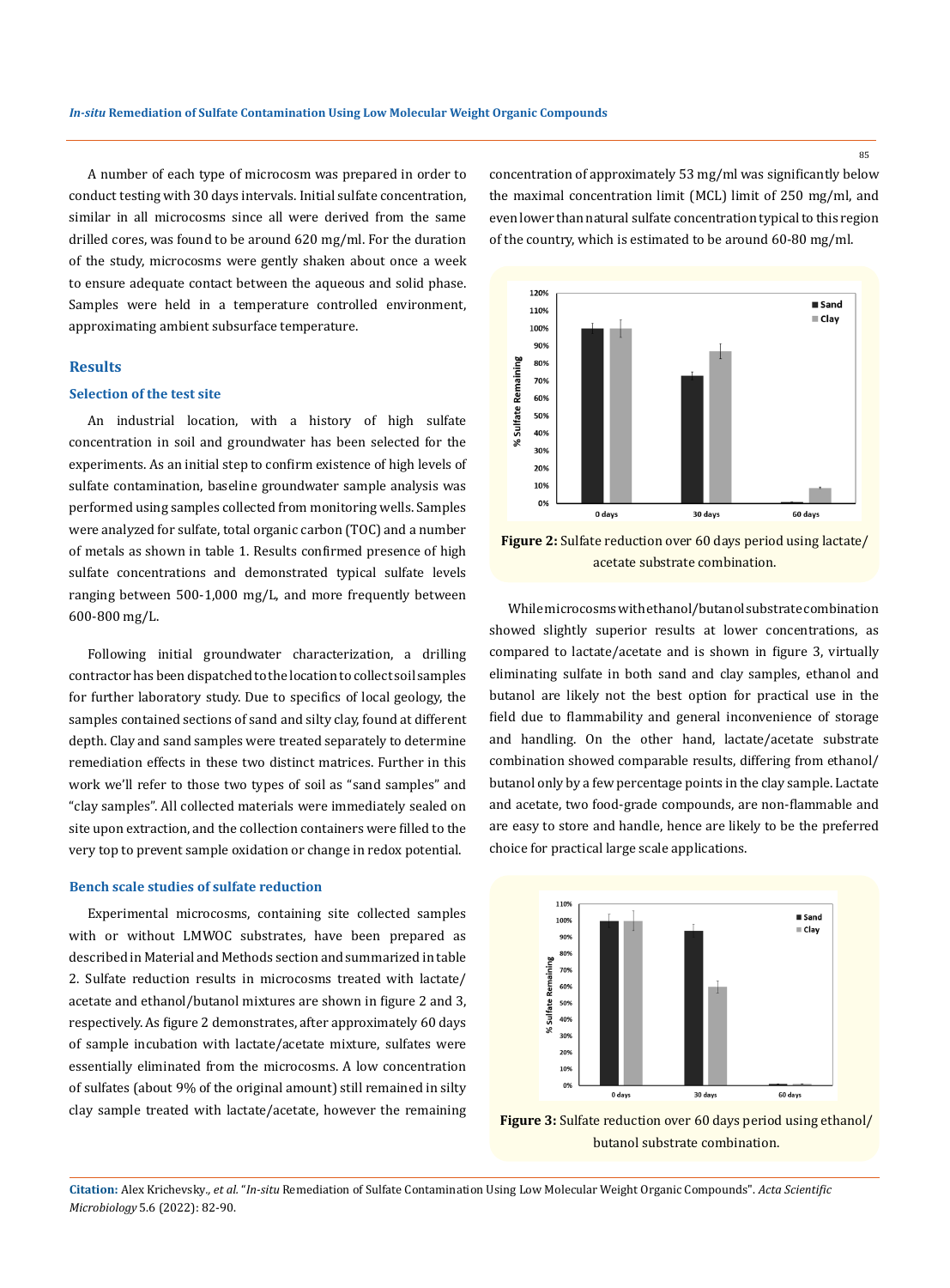A number of each type of microcosm was prepared in order to conduct testing with 30 days intervals. Initial sulfate concentration, similar in all microcosms since all were derived from the same drilled cores, was found to be around 620 mg/ml. For the duration of the study, microcosms were gently shaken about once a week to ensure adequate contact between the aqueous and solid phase. Samples were held in a temperature controlled environment, approximating ambient subsurface temperature.

## Results

### Selection of the test site

An industrial location, with a history of high sulfate concentration in soil and groundwater has been selected for the experiments. As an initial step to confirm existence of high levels of sulfate contamination, baseline groundwater sample analysis was performed using samples collected from monitoring wells. Samples were analyzed for sulfate, total organic carbon (TOC) and a number of metals as shown in table 1. Results confirmed presence of high sulfate concentrations and demonstrated typical sulfate levels ranging between 500-1,000 mg/L, and more frequently between 600-800 mg/L.

Following initial groundwater characterization, a drilling contractor has been dispatched to the location to collect soil samples for further laboratory study. Due to specifics of local geology, the samples contained sections of sand and silty clay, found at different depth. Clay and sand samples were treated separately to determine remediation effects in these two distinct matrices. Further in this work we'll refer to those two types of soil as "sand samples" and "clay samples". All collected materials were immediately sealed on site upon extraction, and the collection containers were filled to the very top to prevent sample oxidation or change in redox potential.

### Bench scale studies of sulfate reduction

Experimental microcosms, containing site collected samples with or without LMWOC substrates, have been prepared as described in Material and Methods section and summarized in table 2. Sulfate reduction results in microcosms treated with lactate/acetate and ethanol/butanol mixtures are shown in figure 2 and 3, respectively. As figure 2 demonstrates, after approximately 60 days of sample incubation with lactate/acetate mixture, sulfates were essentially eliminated from the microcosms. A low concentration of sulfates (about 9% of the original amount) still remained in silty clay sample treated with lactate/acetate, however the remaining concentration of approximately 53 mg/ml was significantly below the maximal concentration limit (MCL) limit of 250 mg/ml, and even lower than natural sulfate concentration typical to this region of the country, which is estimated to be around 60-80 mg/ml.

**Figure 2:** Sulfate reduction over 60 days period using lactate/acetate substrate combination.

While microcosms with ethanol/butanol substrate combination showed slightly superior results at lower concentrations, as compared to lactate/acetate and is shown in figure 3, virtually eliminating sulfate in both sand and clay samples, ethanol and butanol are likely not the best option for practical use in the field due to flammability and general inconvenience of storage and handling. On the other hand, lactate/acetate substrate combination showed comparable results, differing from ethanol/butanol only by a few percentage points in the clay sample. Lactate and acetate, two food-grade compounds, are non-flammable and are easy to store and handle, hence are likely to be the preferred choice for practical large scale applications.

**Figure 3:** Sulfate reduction over 60 days period using ethanol/butanol substrate combination.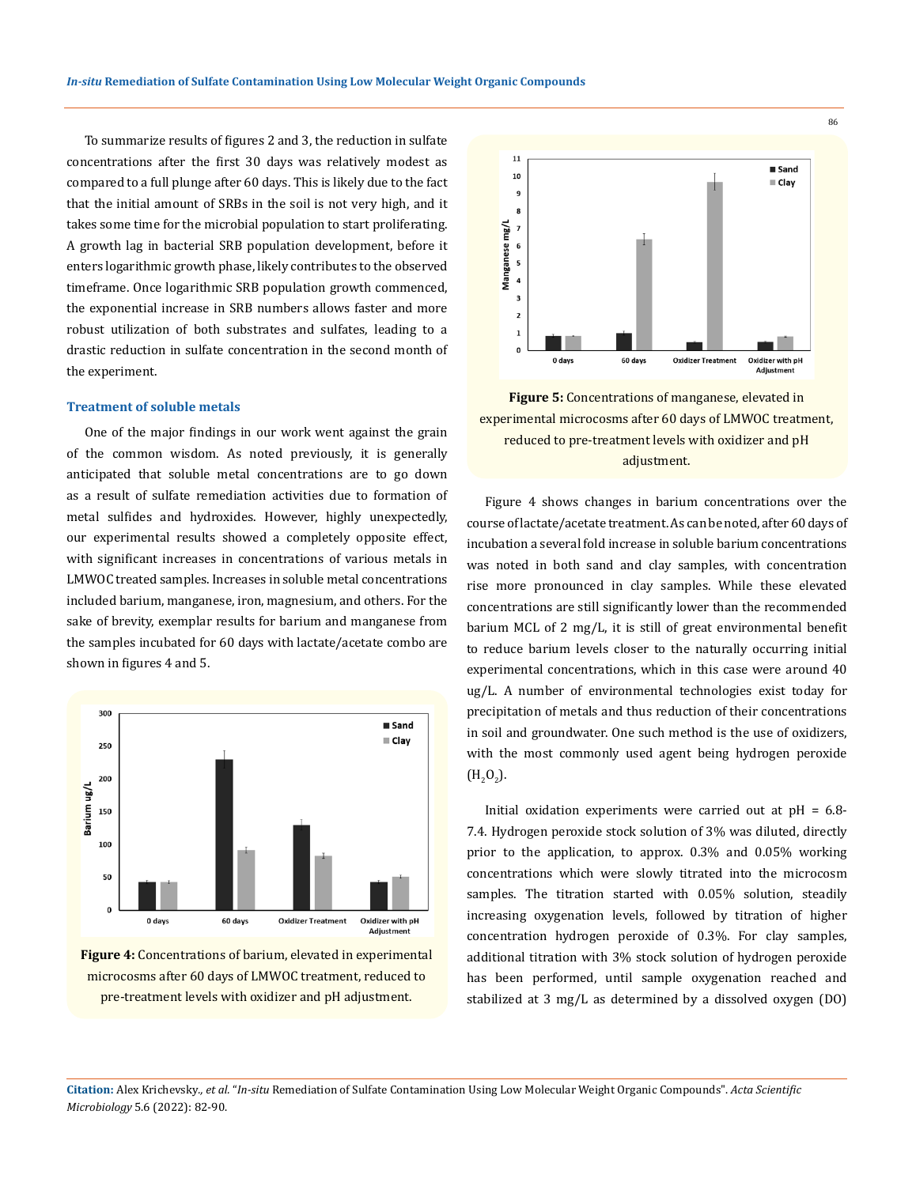To summarize results of figures 2 and 3, the reduction in sulfate concentrations after the first 30 days was relatively modest as compared to a full plunge after 60 days. This is likely due to the fact that the initial amount of SRBs in the soil is not very high, and it takes some time for the microbial population to start proliferating. A growth lag in bacterial SRB population development, before it enters logarithmic growth phase, likely contributes to the observed timeframe. Once logarithmic SRB population growth commenced, the exponential increase in SRB numbers allows faster and more robust utilization of both substrates and sulfates, leading to a drastic reduction in sulfate concentration in the second month of the experiment.

### Treatment of soluble metals

One of the major findings in our work went against the grain of the common wisdom. As noted previously, it is generally anticipated that soluble metal concentrations are to go down as a result of sulfate remediation activities due to formation of metal sulfides and hydroxides. However, highly unexpectedly, our experimental results showed a completely opposite effect, with significant increases in concentrations of various metals in LMWOC treated samples. Increases in soluble metal concentrations included barium, manganese, iron, magnesium, and others. For the sake of brevity, exemplar results for barium and manganese from the samples incubated for 60 days with lactate/acetate combo are shown in figures 4 and 5.

**Figure 4:** Concentrations of barium, elevated in experimental microcosms after 60 days of LMWOC treatment, reduced to pre-treatment levels with oxidizer and pH adjustment.

**Figure 5:** Concentrations of manganese, elevated in experimental microcosms after 60 days of LMWOC treatment, reduced to pre-treatment levels with oxidizer and pH adjustment.

Figure 4 shows changes in barium concentrations over the course of lactate/acetate treatment. As can be noted, after 60 days of incubation a several fold increase in soluble barium concentrations was noted in both sand and clay samples, with concentration rise more pronounced in clay samples. While these elevated concentrations are still significantly lower than the recommended barium MCL of 2 mg/L, it is still of great environmental benefit to reduce barium levels closer to the naturally occurring initial experimental concentrations, which in this case were around 40 ug/L. A number of environmental technologies exist today for precipitation of metals and thus reduction of their concentrations in soil and groundwater. One such method is the use of oxidizers, with the most commonly used agent being hydrogen peroxide ($H_2O_2$).

Initial oxidation experiments were carried out at pH = 6.8-7.4. Hydrogen peroxide stock solution of 3% was diluted, directly prior to the application, to approx. 0.3% and 0.05% working concentrations which were slowly titrated into the microcosm samples. The titration started with 0.05% solution, steadily increasing oxygenation levels, followed by titration of higher concentration hydrogen peroxide of 0.3%. For clay samples, additional titration with 3% stock solution of hydrogen peroxide has been performed, until sample oxygenation reached and stabilized at 3 mg/L as determined by a dissolved oxygen (DO)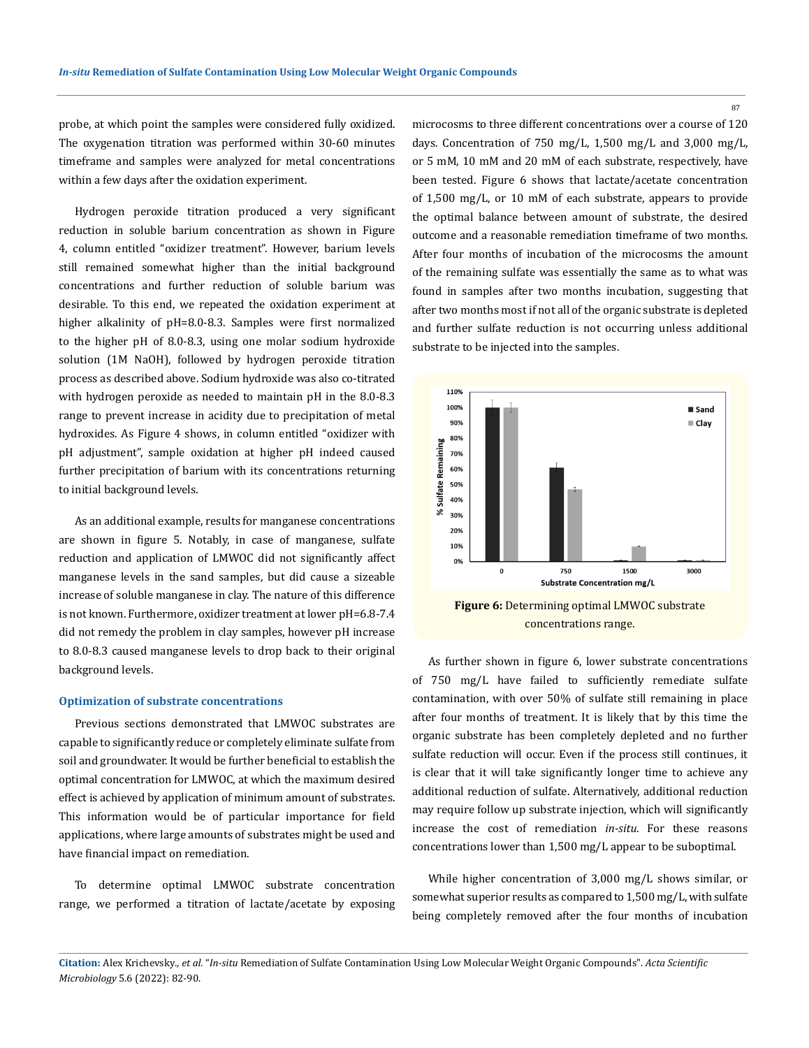probe, at which point the samples were considered fully oxidized. The oxygenation titration was performed within 30-60 minutes timeframe and samples were analyzed for metal concentrations within a few days after the oxidation experiment.

Hydrogen peroxide titration produced a very significant reduction in soluble barium concentration as shown in Figure 4, column entitled "oxidizer treatment". However, barium levels still remained somewhat higher than the initial background concentrations and further reduction of soluble barium was desirable. To this end, we repeated the oxidation experiment at higher alkalinity of pH=8.0-8.3. Samples were first normalized to the higher pH of 8.0-8.3, using one molar sodium hydroxide solution (1M NaOH), followed by hydrogen peroxide titration process as described above. Sodium hydroxide was also co-titrated with hydrogen peroxide as needed to maintain pH in the 8.0-8.3 range to prevent increase in acidity due to precipitation of metal hydroxides. As Figure 4 shows, in column entitled "oxidizer with pH adjustment", sample oxidation at higher pH indeed caused further precipitation of barium with its concentrations returning to initial background levels.

As an additional example, results for manganese concentrations are shown in figure 5. Notably, in case of manganese, sulfate reduction and application of LMWOC did not significantly affect manganese levels in the sand samples, but did cause a sizeable increase of soluble manganese in clay. The nature of this difference is not known. Furthermore, oxidizer treatment at lower pH=6.8-7.4 did not remedy the problem in clay samples, however pH increase to 8.0-8.3 caused manganese levels to drop back to their original background levels.

### Optimization of substrate concentrations

Previous sections demonstrated that LMWOC substrates are capable to significantly reduce or completely eliminate sulfate from soil and groundwater. It would be further beneficial to establish the optimal concentration for LMWOC, at which the maximum desired effect is achieved by application of minimum amount of substrates. This information would be of particular importance for field applications, where large amounts of substrates might be used and have financial impact on remediation.

To determine optimal LMWOC substrate concentration range, we performed a titration of lactate/acetate by exposing microcosms to three different concentrations over a course of 120 days. Concentration of 750 mg/L, 1,500 mg/L and 3,000 mg/L, or 5 mM, 10 mM and 20 mM of each substrate, respectively, have been tested. Figure 6 shows that lactate/acetate concentration of 1,500 mg/L, or 10 mM of each substrate, appears to provide the optimal balance between amount of substrate, the desired outcome and a reasonable remediation timeframe of two months. After four months of incubation of the microcosms the amount of the remaining sulfate was essentially the same as to what was found in samples after two months incubation, suggesting that after two months most if not all of the organic substrate is depleted and further sulfate reduction is not occurring unless additional substrate to be injected into the samples.

**Figure 6:** Determining optimal LMWOC substrate concentrations range.

As further shown in figure 6, lower substrate concentrations of 750 mg/L have failed to sufficiently remediate sulfate contamination, with over 50% of sulfate still remaining in place after four months of treatment. It is likely that by this time the organic substrate has been completely depleted and no further sulfate reduction will occur. Even if the process still continues, it is clear that it will take significantly longer time to achieve any additional reduction of sulfate. Alternatively, additional reduction may require follow up substrate injection, which will significantly increase the cost of remediation *in-situ*. For these reasons concentrations lower than 1,500 mg/L appear to be suboptimal.

While higher concentration of 3,000 mg/L shows similar, or somewhat superior results as compared to 1,500 mg/L, with sulfate being completely removed after the four months of incubation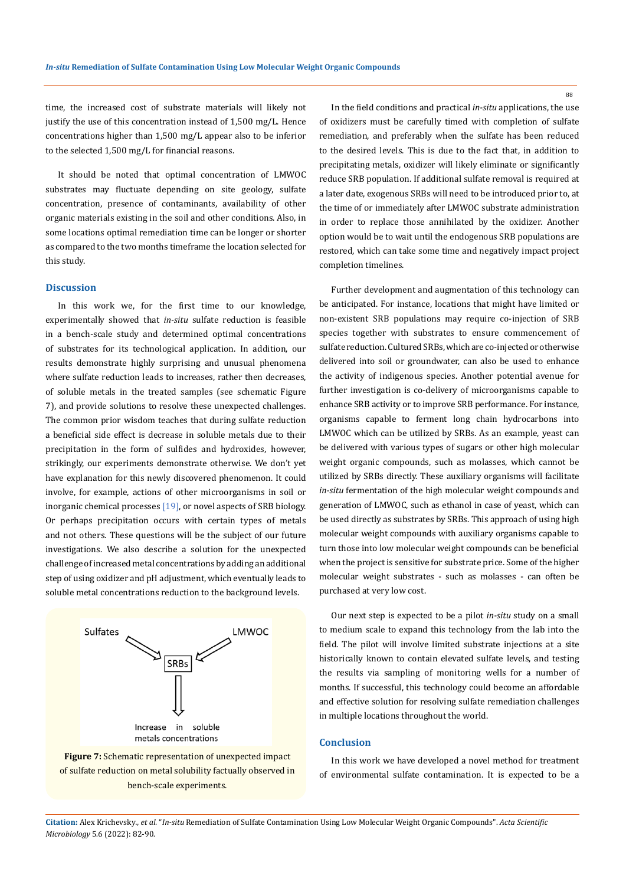time, the increased cost of substrate materials will likely not justify the use of this concentration instead of 1,500 mg/L. Hence concentrations higher than 1,500 mg/L appear also to be inferior to the selected 1,500 mg/L for financial reasons.

It should be noted that optimal concentration of LMWOC substrates may fluctuate depending on site geology, sulfate concentration, presence of contaminants, availability of other organic materials existing in the soil and other conditions. Also, in some locations optimal remediation time can be longer or shorter as compared to the two months timeframe the location selected for this study.

## Discussion

In this work we, for the first time to our knowledge, experimentally showed that *in-situ* sulfate reduction is feasible in a bench-scale study and determined optimal concentrations of substrates for its technological application. In addition, our results demonstrate highly surprising and unusual phenomena where sulfate reduction leads to increases, rather then decreases, of soluble metals in the treated samples (see schematic Figure 7), and provide solutions to resolve these unexpected challenges. The common prior wisdom teaches that during sulfate reduction a beneficial side effect is decrease in soluble metals due to their precipitation in the form of sulfides and hydroxides, however, strikingly, our experiments demonstrate otherwise. We don't yet have explanation for this newly discovered phenomenon. It could involve, for example, actions of other microorganisms in soil or inorganic chemical processes [19], or novel aspects of SRB biology. Or perhaps precipitation occurs with certain types of metals and not others. These questions will be the subject of our future investigations. We also describe a solution for the unexpected challenge of increased metal concentrations by adding an additional step of using oxidizer and pH adjustment, which eventually leads to soluble metal concentrations reduction to the background levels.

Sulfates → SRBs ← LMWOC

SRBs → Increase in soluble metals concentrations

**Figure 7:** Schematic representation of unexpected impact of sulfate reduction on metal solubility factually observed in bench-scale experiments.

In the field conditions and practical *in-situ* applications, the use of oxidizers must be carefully timed with completion of sulfate remediation, and preferably when the sulfate has been reduced to the desired levels. This is due to the fact that, in addition to precipitating metals, oxidizer will likely eliminate or significantly reduce SRB population. If additional sulfate removal is required at a later date, exogenous SRBs will need to be introduced prior to, at the time of or immediately after LMWOC substrate administration in order to replace those annihilated by the oxidizer. Another option would be to wait until the endogenous SRB populations are restored, which can take some time and negatively impact project completion timelines.

Further development and augmentation of this technology can be anticipated. For instance, locations that might have limited or non-existent SRB populations may require co-injection of SRB species together with substrates to ensure commencement of sulfate reduction. Cultured SRBs, which are co-injected or otherwise delivered into soil or groundwater, can also be used to enhance the activity of indigenous species. Another potential avenue for further investigation is co-delivery of microorganisms capable to enhance SRB activity or to improve SRB performance. For instance, organisms capable to ferment long chain hydrocarbons into LMWOC which can be utilized by SRBs. As an example, yeast can be delivered with various types of sugars or other high molecular weight organic compounds, such as molasses, which cannot be utilized by SRBs directly. These auxiliary organisms will facilitate *in-situ* fermentation of the high molecular weight compounds and generation of LMWOC, such as ethanol in case of yeast, which can be used directly as substrates by SRBs. This approach of using high molecular weight compounds with auxiliary organisms capable to turn those into low molecular weight compounds can be beneficial when the project is sensitive for substrate price. Some of the higher molecular weight substrates - such as molasses - can often be purchased at very low cost.

Our next step is expected to be a pilot *in-situ* study on a small to medium scale to expand this technology from the lab into the field. The pilot will involve limited substrate injections at a site historically known to contain elevated sulfate levels, and testing the results via sampling of monitoring wells for a number of months. If successful, this technology could become an affordable and effective solution for resolving sulfate remediation challenges in multiple locations throughout the world.

## Conclusion

In this work we have developed a novel method for treatment of environmental sulfate contamination. It is expected to be a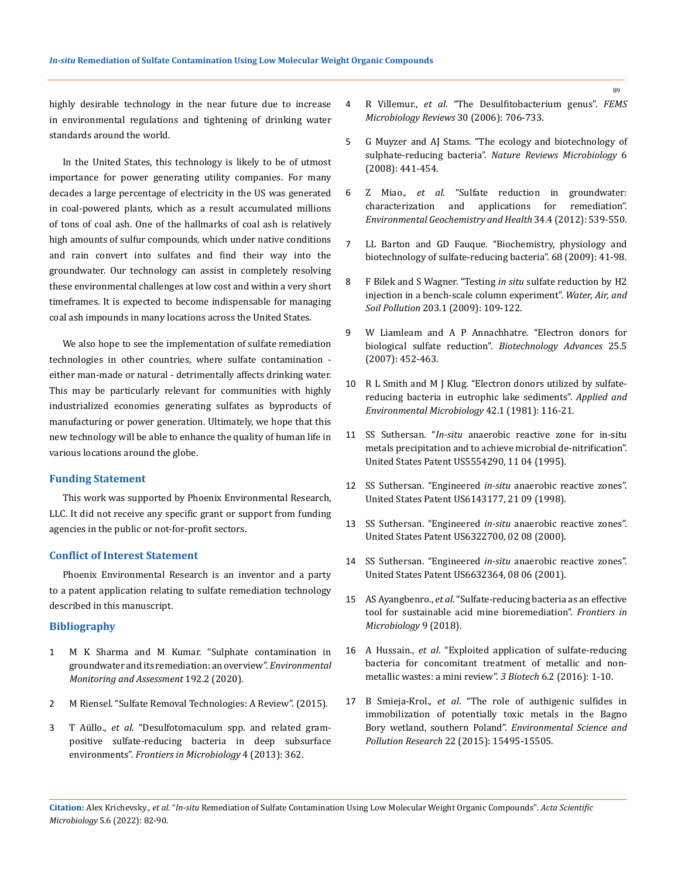highly desirable technology in the near future due to increase in environmental regulations and tightening of drinking water standards around the world.

In the United States, this technology is likely to be of utmost importance for power generating utility companies. For many decades a large percentage of electricity in the US was generated in coal-powered plants, which as a result accumulated millions of tons of coal ash. One of the hallmarks of coal ash is relatively high amounts of sulfur compounds, which under native conditions and rain convert into sulfates and find their way into the groundwater. Our technology can assist in completely resolving these environmental challenges at low cost and within a very short timeframes. It is expected to become indispensable for managing coal ash impounds in many locations across the United States.

We also hope to see the implementation of sulfate remediation technologies in other countries, where sulfate contamination - either man-made or natural - detrimentally affects drinking water. This may be particularly relevant for communities with highly industrialized economies generating sulfates as byproducts of manufacturing or power generation. Ultimately, we hope that this new technology will be able to enhance the quality of human life in various locations around the globe.

## Funding Statement

This work was supported by Phoenix Environmental Research, LLC. It did not receive any specific grant or support from funding agencies in the public or not-for-profit sectors.

## Conflict of Interest Statement

Phoenix Environmental Research is an inventor and a party to a patent application relating to sulfate remediation technology described in this manuscript.

## Bibliography

1. M K Sharma and M Kumar. "Sulphate contamination in groundwater and its remediation: an overview". *Environmental Monitoring and Assessment* 192.2 (2020).
2. M Riensel. "Sulfate Removal Technologies: A Review". (2015).
3. T Aüllo., *et al*. "Desulfotomaculum spp. and related gram-positive sulfate-reducing bacteria in deep subsurface environments". *Frontiers in Microbiology* 4 (2013): 362.
4. R Villemur., *et al*. "The Desulfitobacterium genus". *FEMS Microbiology Reviews* 30 (2006): 706-733.
5. G Muyzer and AJ Stams. "The ecology and biotechnology of sulphate-reducing bacteria". *Nature Reviews Microbiology* 6 (2008): 441-454.
6. Z Miao., *et al*. "Sulfate reduction in groundwater: characterization and applications for remediation". *Environmental Geochemistry and Health* 34.4 (2012): 539-550.
7. LL Barton and GD Fauque. "Biochemistry, physiology and biotechnology of sulfate-reducing bacteria". 68 (2009): 41-98.
8. F Bilek and S Wagner. "Testing *in situ* sulfate reduction by H2 injection in a bench-scale column experiment". *Water, Air, and Soil Pollution* 203.1 (2009): 109-122.
9. W Liamleam and A P Annachhatre. "Electron donors for biological sulfate reduction". *Biotechnology Advances* 25.5 (2007): 452-463.
10. R L Smith and M J Klug. "Electron donors utilized by sulfate-reducing bacteria in eutrophic lake sediments". *Applied and Environmental Microbiology* 42.1 (1981): 116-21.
11. SS Suthersan. "*In-situ* anaerobic reactive zone for in-situ metals precipitation and to achieve microbial de-nitrification". United States Patent US5554290, 11 04 (1995).
12. SS Suthersan. "Engineered *in-situ* anaerobic reactive zones". United States Patent US6143177, 21 09 (1998).
13. SS Suthersan. "Engineered *in-situ* anaerobic reactive zones". United States Patent US6322700, 02 08 (2000).
14. SS Suthersan. "Engineered *in-situ* anaerobic reactive zones". United States Patent US6632364, 08 06 (2001).
15. AS Ayangbenro., *et al*. "Sulfate-reducing bacteria as an effective tool for sustainable acid mine bioremediation". *Frontiers in Microbiology* 9 (2018).
16. A Hussain., *et al*. "Exploited application of sulfate-reducing bacteria for concomitant treatment of metallic and non-metallic wastes: a mini review". *3 Biotech* 6.2 (2016): 1-10.
17. B Smieja-Krol., *et al*. "The role of authigenic sulfides in immobilization of potentially toxic metals in the Bagno Bory wetland, southern Poland". *Environmental Science and Pollution Research* 22 (2015): 15495-15505.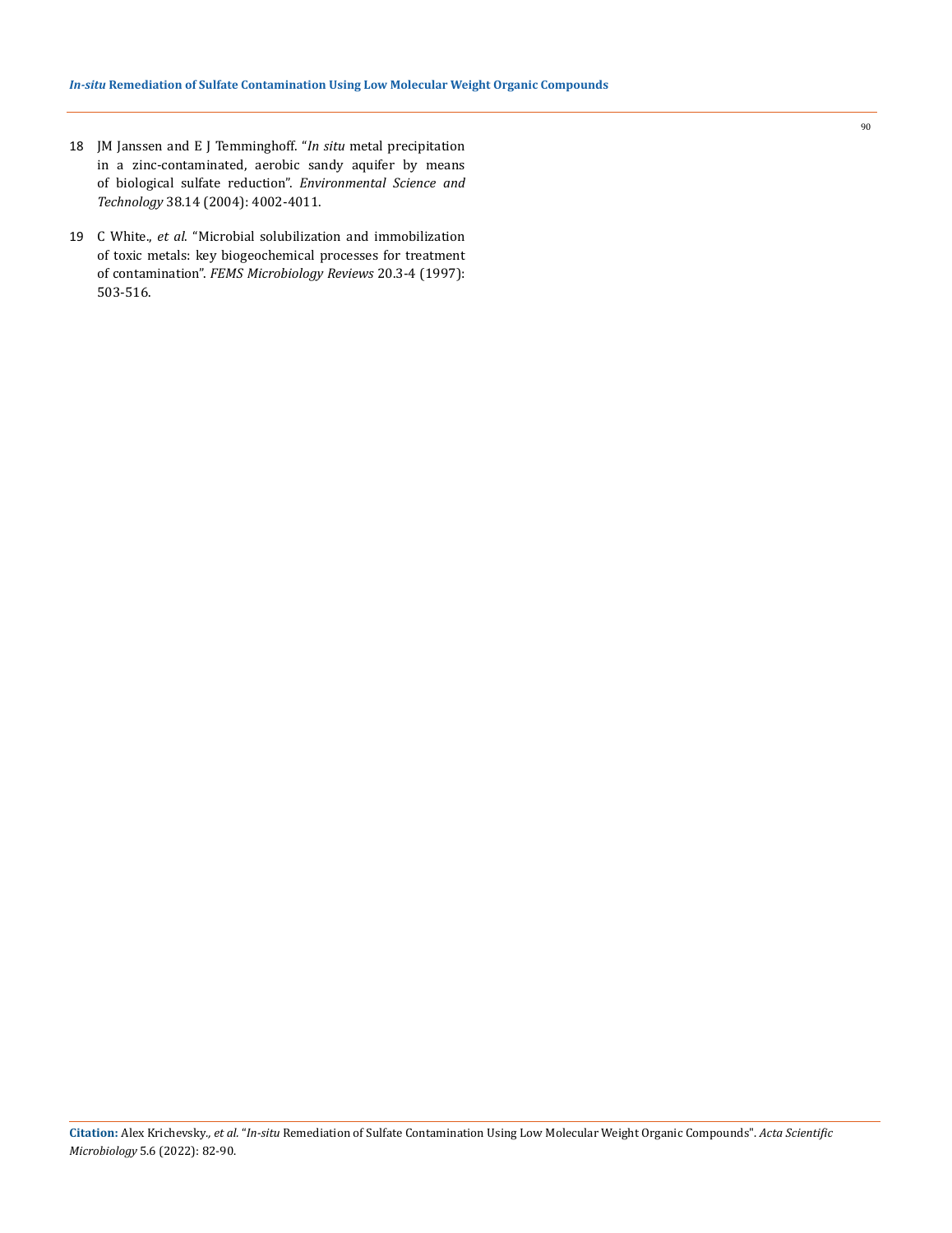18 JM Janssen and E J Temminghoff. "*In situ* metal precipitation in a zinc-contaminated, aerobic sandy aquifer by means of biological sulfate reduction". *Environmental Science and Technology* 38.14 (2004): 4002-4011.

19 C White., *et al*. "Microbial solubilization and immobilization of toxic metals: key biogeochemical processes for treatment of contamination". *FEMS Microbiology Reviews* 20.3-4 (1997): 503-516.